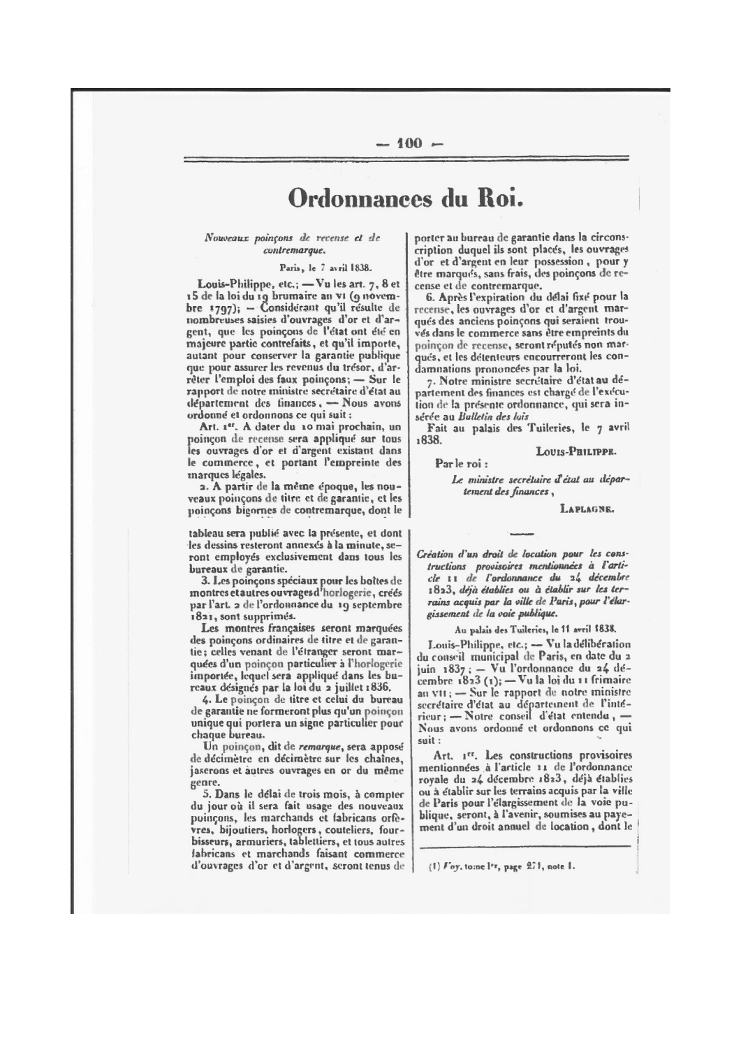# Ordonnances du Roi.

*Nouveaux poinçons de recense et de contremarque.*

Paris, le 7 avril 1838.

Louis-Philippe, etc.; — Vu les art. 7, 8 et 15 de la loi du 19 brumaire an VI (9 novembre 1797); — Considérant qu'il résulte de nombreuses saisies d'ouvrages d'or et d'argent, que les poinçons de l'état ont été en majeure partie contrefaits, et qu'il importe, autant pour conserver la garantie publique que pour assurer les revenus du trésor, d'arrêter l'emploi des faux poinçons; — Sur le rapport de notre ministre secrétaire d'état au département des finances, — Nous avons ordonné et ordonnons ce qui suit :

Art. 1er. A dater du 10 mai prochain, un poinçon de recense sera appliqué sur tous les ouvrages d'or et d'argent existant dans le commerce, et portant l'empreinte des marques légales.

2. A partir de la même époque, les nouveaux poinçons de titre et de garantie, et les poinçons bigornes de contremarque, dont le tableau sera publié avec la présente, et dont les dessins resteront annexés à la minute, seront employés exclusivement dans tous les bureaux de garantie.

3. Les poinçons spéciaux pour les boîtes de montres et autres ouvrages d'horlogerie, créés par l'art. 2 de l'ordonnance du 19 septembre 1821, sont supprimés.

Les montres françaises seront marquées des poinçons ordinaires de titre et de garantie; celles venant de l'étranger seront marquées d'un poinçon particulier à l'horlogerie importée, lequel sera appliqué dans les bureaux désignés par la loi du 2 juillet 1836.

4. Le poinçon de titre et celui du bureau de garantie ne formeront plus qu'un poinçon unique qui portera un signe particulier pour chaque bureau.

Un poinçon, dit de *remarque*, sera apposé de décimètre en décimètre sur les chaînes, jaserons et autres ouvrages en or du même genre.

5. Dans le délai de trois mois, à compter du jour où il sera fait usage des nouveaux poinçons, les marchands et fabricans orfèvres, bijoutiers, horlogers, couteliers, fourbisseurs, armuriers, tabletiers, et tous autres fabricans et marchands faisant commerce d'ouvrages d'or et d'argent, seront tenus de porter au bureau de garantie dans la circonscription duquel ils sont placés, les ouvrages d'or et d'argent en leur possession, pour y être marqués, sans frais, des poinçons de recense et de contremarque.

6. Après l'expiration du délai fixé pour la recense, les ouvrages d'or et d'argent marqués des anciens poinçons qui seraient trouvés dans le commerce sans être empreints du poinçon de recense, seront réputés non marqués, et les détenteurs encourreront les condamnations prononcées par la loi.

7. Notre ministre secrétaire d'état au département des finances est chargé de l'exécution de la présente ordonnance, qui sera insérée au *Bulletin des lois*

Fait au palais des Tuileries, le 7 avril 1838.

LOUIS-PHILIPPE.

Par le roi :

*Le ministre secrétaire d'état au département des finances,*

LAPLAGNE.

---

*Création d'un droit de location pour les constructions provisoires mentionnées à l'article 11 de l'ordonnance du 24 décembre 1823, déjà établies ou à établir sur les terrains acquis par la ville de Paris, pour l'élargissement de la voie publique.*

Au palais des Tuileries, le 11 avril 1838.

Louis-Philippe, etc.; — Vu la délibération du conseil municipal de Paris, en date du 2 juin 1837; — Vu l'ordonnance du 24 décembre 1823 (1); — Vu la loi du 11 frimaire an VII; — Sur le rapport de notre ministre secrétaire d'état au département de l'intérieur; — Notre conseil d'état entendu, — Nous avons ordonné et ordonnons ce qui suit :

Art. 1er. Les constructions provisoires mentionnées à l'article 11 de l'ordonnance royale du 24 décembre 1823, déjà établies ou à établir sur les terrains acquis par la ville de Paris pour l'élargissement de la voie publique, seront, à l'avenir, soumises au payement d'un droit annuel de location, dont le

(1) Voy. tome Ier, page 271, note 1.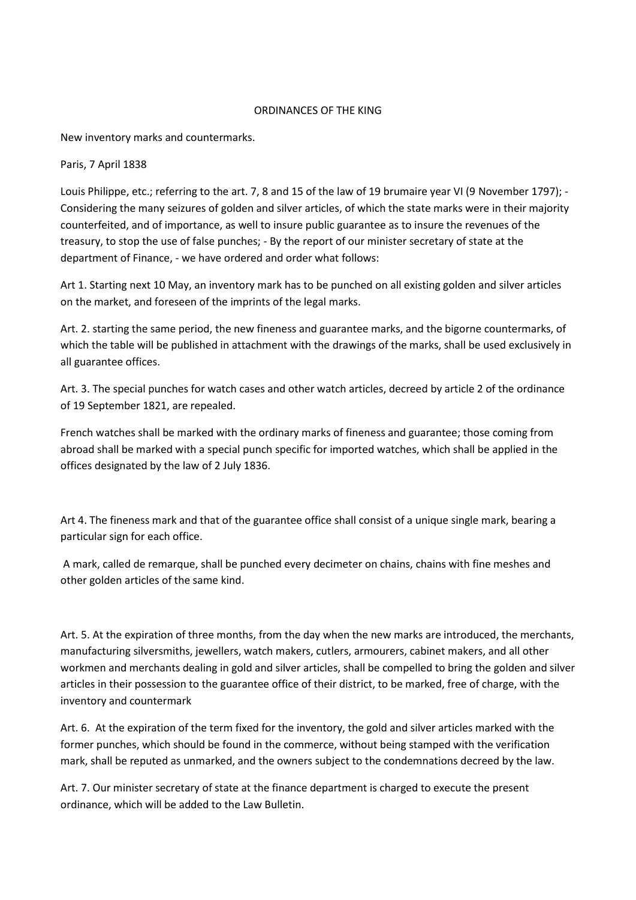## ORDINANCES OF THE KING

New inventory marks and countermarks.

Paris, 7 April 1838

Louis Philippe, etc.; referring to the art. 7, 8 and 15 of the law of 19 brumaire year VI (9 November 1797); - Considering the many seizures of golden and silver articles, of which the state marks were in their majority counterfeited, and of importance, as well to insure public guarantee as to insure the revenues of the treasury, to stop the use of false punches; - By the report of our minister secretary of state at the department of Finance, - we have ordered and order what follows:

Art 1. Starting next 10 May, an inventory mark has to be punched on all existing golden and silver articles on the market, and foreseen of the imprints of the legal marks.

Art. 2. starting the same period, the new fineness and guarantee marks, and the bigorne countermarks, of which the table will be published in attachment with the drawings of the marks, shall be used exclusively in all guarantee offices.

Art. 3. The special punches for watch cases and other watch articles, decreed by article 2 of the ordinance of 19 September 1821, are repealed.

French watches shall be marked with the ordinary marks of fineness and guarantee; those coming from abroad shall be marked with a special punch specific for imported watches, which shall be applied in the offices designated by the law of 2 July 1836.

Art 4. The fineness mark and that of the guarantee office shall consist of a unique single mark, bearing a particular sign for each office.

A mark, called de remarque, shall be punched every decimeter on chains, chains with fine meshes and other golden articles of the same kind.

Art. 5. At the expiration of three months, from the day when the new marks are introduced, the merchants, manufacturing silversmiths, jewellers, watch makers, cutlers, armourers, cabinet makers, and all other workmen and merchants dealing in gold and silver articles, shall be compelled to bring the golden and silver articles in their possession to the guarantee office of their district, to be marked, free of charge, with the inventory and countermark

Art. 6. At the expiration of the term fixed for the inventory, the gold and silver articles marked with the former punches, which should be found in the commerce, without being stamped with the verification mark, shall be reputed as unmarked, and the owners subject to the condemnations decreed by the law.

Art. 7. Our minister secretary of state at the finance department is charged to execute the present ordinance, which will be added to the Law Bulletin.